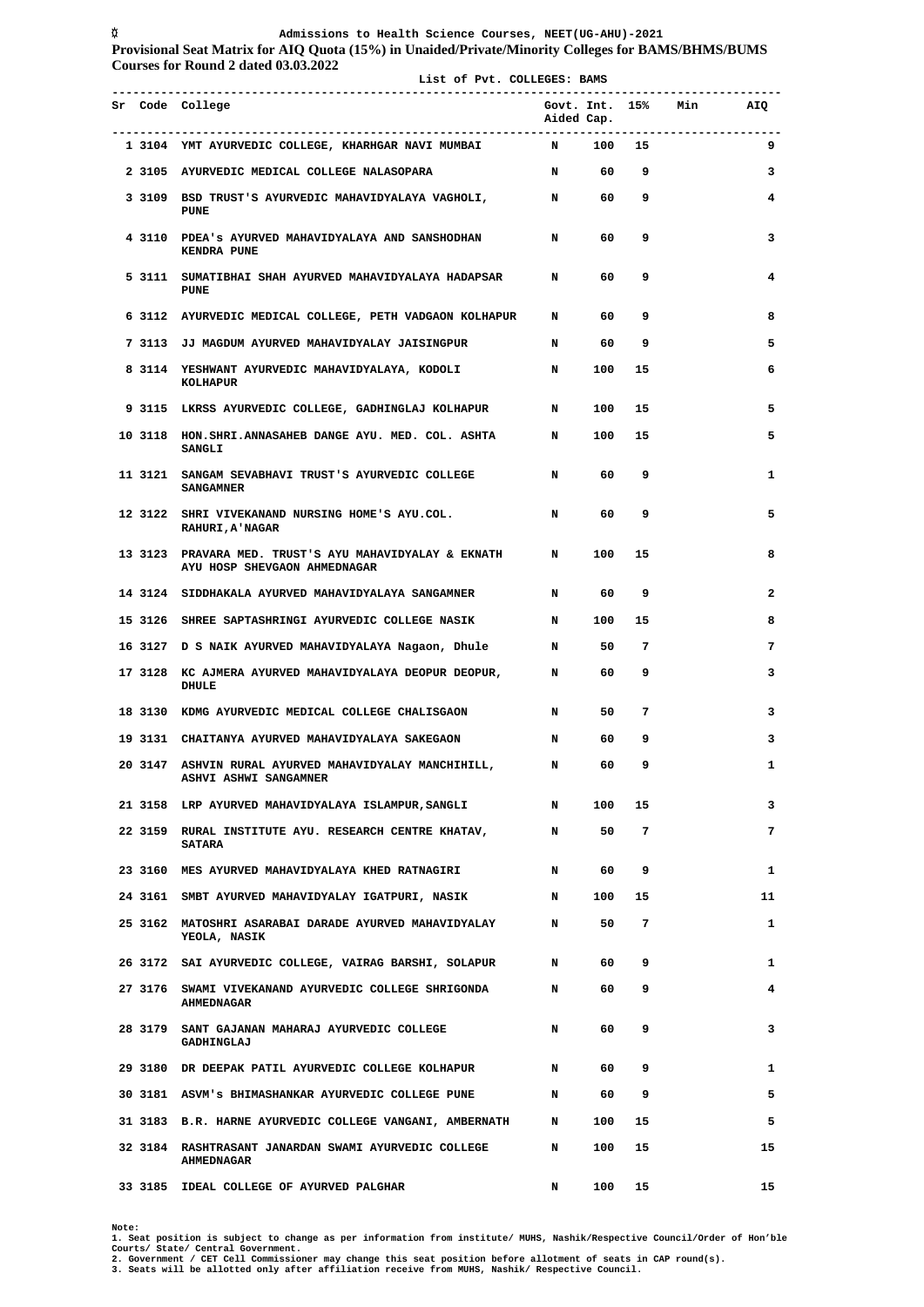# Admissions to Health Science Courses, NEET(UG-AHU)-2021

**Provisional Seat Matrix for AIQ Quota (15%) in Unaided/Private/Minority Colleges for BAMS/BHMS/BUMS Courses for Round 2 dated 03.03.2022**

List of Pvt. COLLEGES: BAMS

| Sr | Code | College | Govt. Aided | Int. Cap. | 15% | Min | AIQ |
|---|---|---|---|---|---|---|---|
| 1 | 3104 | YMT AYURVEDIC COLLEGE, KHARHGAR NAVI MUMBAI | N | 100 | 15 | | 9 |
| 2 | 3105 | AYURVEDIC MEDICAL COLLEGE NALASOPARA | N | 60 | 9 | | 3 |
| 3 | 3109 | BSD TRUST'S AYURVEDIC MAHAVIDYALAYA VAGHOLI, PUNE | N | 60 | 9 | | 4 |
| 4 | 3110 | PDEA's AYURVED MAHAVIDYALAYA AND SANSHODHAN KENDRA PUNE | N | 60 | 9 | | 3 |
| 5 | 3111 | SUMATIBHAI SHAH AYURVED MAHAVIDYALAYA HADAPSAR PUNE | N | 60 | 9 | | 4 |
| 6 | 3112 | AYURVEDIC MEDICAL COLLEGE, PETH VADGAON KOLHAPUR | N | 60 | 9 | | 8 |
| 7 | 3113 | JJ MAGDUM AYURVED MAHAVIDYALAY JAISINGPUR | N | 60 | 9 | | 5 |
| 8 | 3114 | YESHWANT AYURVEDIC MAHAVIDYALAYA, KODOLI KOLHAPUR | N | 100 | 15 | | 6 |
| 9 | 3115 | LKRSS AYURVEDIC COLLEGE, GADHINGLAJ KOLHAPUR | N | 100 | 15 | | 5 |
| 10 | 3118 | HON.SHRI.ANNASAHEB DANGE AYU. MED. COL. ASHTA SANGLI | N | 100 | 15 | | 5 |
| 11 | 3121 | SANGAM SEVABHAVI TRUST'S AYURVEDIC COLLEGE SANGAMNER | N | 60 | 9 | | 1 |
| 12 | 3122 | SHRI VIVEKANAND NURSING HOME'S AYU.COL. RAHURI,A'NAGAR | N | 60 | 9 | | 5 |
| 13 | 3123 | PRAVARA MED. TRUST'S AYU MAHAVIDYALAY & EKNATH AYU HOSP SHEVGAON AHMEDNAGAR | N | 100 | 15 | | 8 |
| 14 | 3124 | SIDDHAKALA AYURVED MAHAVIDYALAYA SANGAMNER | N | 60 | 9 | | 2 |
| 15 | 3126 | SHREE SAPTASHRINGI AYURVEDIC COLLEGE NASIK | N | 100 | 15 | | 8 |
| 16 | 3127 | D S NAIK AYURVED MAHAVIDYALAYA Nagaon, Dhule | N | 50 | 7 | | 7 |
| 17 | 3128 | KC AJMERA AYURVED MAHAVIDYALAYA DEOPUR DEOPUR, DHULE | N | 60 | 9 | | 3 |
| 18 | 3130 | KDMG AYURVEDIC MEDICAL COLLEGE CHALISGAON | N | 50 | 7 | | 3 |
| 19 | 3131 | CHAITANYA AYURVED MAHAVIDYALAYA SAKEGAON | N | 60 | 9 | | 3 |
| 20 | 3147 | ASHVIN RURAL AYURVED MAHAVIDYALAY MANCHIHILL, ASHVI ASHWI SANGAMNER | N | 60 | 9 | | 1 |
| 21 | 3158 | LRP AYURVED MAHAVIDYALAYA ISLAMPUR,SANGLI | N | 100 | 15 | | 3 |
| 22 | 3159 | RURAL INSTITUTE AYU. RESEARCH CENTRE KHATAV, SATARA | N | 50 | 7 | | 7 |
| 23 | 3160 | MES AYURVED MAHAVIDYALAYA KHED RATNAGIRI | N | 60 | 9 | | 1 |
| 24 | 3161 | SMBT AYURVED MAHAVIDYALAY IGATPURI, NASIK | N | 100 | 15 | | 11 |
| 25 | 3162 | MATOSHRI ASARABAI DARADE AYURVED MAHAVIDYALAY YEOLA, NASIK | N | 50 | 7 | | 1 |
| 26 | 3172 | SAI AYURVEDIC COLLEGE, VAIRAG BARSHI, SOLAPUR | N | 60 | 9 | | 1 |
| 27 | 3176 | SWAMI VIVEKANAND AYURVEDIC COLLEGE SHRIGONDA AHMEDNAGAR | N | 60 | 9 | | 4 |
| 28 | 3179 | SANT GAJANAN MAHARAJ AYURVEDIC COLLEGE GADHINGLAJ | N | 60 | 9 | | 3 |
| 29 | 3180 | DR DEEPAK PATIL AYURVEDIC COLLEGE KOLHAPUR | N | 60 | 9 | | 1 |
| 30 | 3181 | ASVM's BHIMASHANKAR AYURVEDIC COLLEGE PUNE | N | 60 | 9 | | 5 |
| 31 | 3183 | B.R. HARNE AYURVEDIC COLLEGE VANGANI, AMBERNATH | N | 100 | 15 | | 5 |
| 32 | 3184 | RASHTRASANT JANARDAN SWAMI AYURVEDIC COLLEGE AHMEDNAGAR | N | 100 | 15 | | 15 |
| 33 | 3185 | IDEAL COLLEGE OF AYURVED PALGHAR | N | 100 | 15 | | 15 |

**Note:**
1. Seat position is subject to change as per information from institute/ MUHS, Nashik/Respective Council/Order of Hon'ble Courts/ State/ Central Government.
2. Government / CET Cell Commissioner may change this seat position before allotment of seats in CAP round(s).
3. Seats will be allotted only after affiliation receive from MUHS, Nashik/ Respective Council.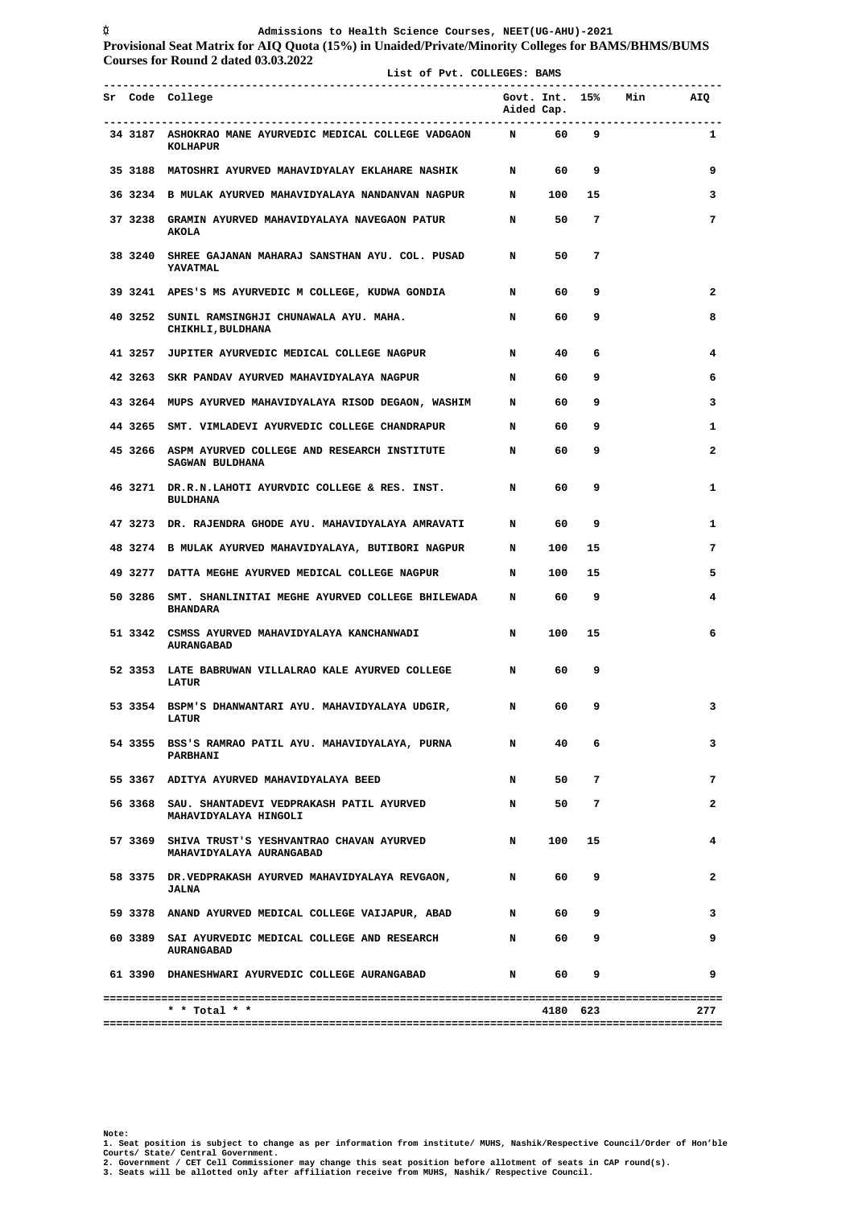Admissions to Health Science Courses, NEET(UG-AHU)-2021

**Provisional Seat Matrix for AIQ Quota (15%) in Unaided/Private/Minority Colleges for BAMS/BHMS/BUMS Courses for Round 2 dated 03.03.2022**

List of Pvt. COLLEGES: BAMS

| Sr | Code | College | Govt. Aided | Int. Cap. | 15% | Min | AIQ |
|---|---|---|---|---|---|---|---|
| 34 | 3187 | ASHOKRAO MANE AYURVEDIC MEDICAL COLLEGE VADGAON KOLHAPUR | N | 60 | 9 | | 1 |
| 35 | 3188 | MATOSHRI AYURVED MAHAVIDYALAY EKLAHARE NASHIK | N | 60 | 9 | | 9 |
| 36 | 3234 | B MULAK AYURVED MAHAVIDYALAYA NANDANVAN NAGPUR | N | 100 | 15 | | 3 |
| 37 | 3238 | GRAMIN AYURVED MAHAVIDYALAYA NAVEGAON PATUR AKOLA | N | 50 | 7 | | 7 |
| 38 | 3240 | SHREE GAJANAN MAHARAJ SANSTHAN AYU. COL. PUSAD YAVATMAL | N | 50 | 7 | | |
| 39 | 3241 | APES'S MS AYURVEDIC M COLLEGE, KUDWA GONDIA | N | 60 | 9 | | 2 |
| 40 | 3252 | SUNIL RAMSINGHJI CHUNAWALA AYU. MAHA. CHIKHLI,BULDHANA | N | 60 | 9 | | 8 |
| 41 | 3257 | JUPITER AYURVEDIC MEDICAL COLLEGE NAGPUR | N | 40 | 6 | | 4 |
| 42 | 3263 | SKR PANDAV AYURVED MAHAVIDYALAYA NAGPUR | N | 60 | 9 | | 6 |
| 43 | 3264 | MUPS AYURVED MAHAVIDYALAYA RISOD DEGAON, WASHIM | N | 60 | 9 | | 3 |
| 44 | 3265 | SMT. VIMLADEVI AYURVEDIC COLLEGE CHANDRAPUR | N | 60 | 9 | | 1 |
| 45 | 3266 | ASPM AYURVED COLLEGE AND RESEARCH INSTITUTE SAGWAN BULDHANA | N | 60 | 9 | | 2 |
| 46 | 3271 | DR.R.N.LAHOTI AYURVDIC COLLEGE & RES. INST. BULDHANA | N | 60 | 9 | | 1 |
| 47 | 3273 | DR. RAJENDRA GHODE AYU. MAHAVIDYALAYA AMRAVATI | N | 60 | 9 | | 1 |
| 48 | 3274 | B MULAK AYURVED MAHAVIDYALAYA, BUTIBORI NAGPUR | N | 100 | 15 | | 7 |
| 49 | 3277 | DATTA MEGHE AYURVED MEDICAL COLLEGE NAGPUR | N | 100 | 15 | | 5 |
| 50 | 3286 | SMT. SHANLINITAI MEGHE AYURVED COLLEGE BHILEWADA BHANDARA | N | 60 | 9 | | 4 |
| 51 | 3342 | CSMSS AYURVED MAHAVIDYALAYA KANCHANWADI AURANGABAD | N | 100 | 15 | | 6 |
| 52 | 3353 | LATE BABRUWAN VILLALRAO KALE AYURVED COLLEGE LATUR | N | 60 | 9 | | |
| 53 | 3354 | BSPM'S DHANWANTARI AYU. MAHAVIDYALAYA UDGIR, LATUR | N | 60 | 9 | | 3 |
| 54 | 3355 | BSS'S RAMRAO PATIL AYU. MAHAVIDYALAYA, PURNA PARBHANI | N | 40 | 6 | | 3 |
| 55 | 3367 | ADITYA AYURVED MAHAVIDYALAYA BEED | N | 50 | 7 | | 7 |
| 56 | 3368 | SAU. SHANTADEVI VEDPRAKASH PATIL AYURVED MAHAVIDYALAYA HINGOLI | N | 50 | 7 | | 2 |
| 57 | 3369 | SHIVA TRUST'S YESHVANTRAO CHAVAN AYURVED MAHAVIDYALAYA AURANGABAD | N | 100 | 15 | | 4 |
| 58 | 3375 | DR.VEDPRAKASH AYURVED MAHAVIDYALAYA REVGAON, JALNA | N | 60 | 9 | | 2 |
| 59 | 3378 | ANAND AYURVED MEDICAL COLLEGE VAIJAPUR, ABAD | N | 60 | 9 | | 3 |
| 60 | 3389 | SAI AYURVEDIC MEDICAL COLLEGE AND RESEARCH AURANGABAD | N | 60 | 9 | | 9 |
| 61 | 3390 | DHANESHWARI AYURVEDIC COLLEGE AURANGABAD | N | 60 | 9 | | 9 |
| | | * * Total * * | | 4180 | 623 | | 277 |

Note:
1. Seat position is subject to change as per information from institute/ MUHS, Nashik/Respective Council/Order of Hon'ble Courts/ State/ Central Government.
2. Government / CET Cell Commissioner may change this seat position before allotment of seats in CAP round(s).
3. Seats will be allotted only after affiliation receive from MUHS, Nashik/ Respective Council.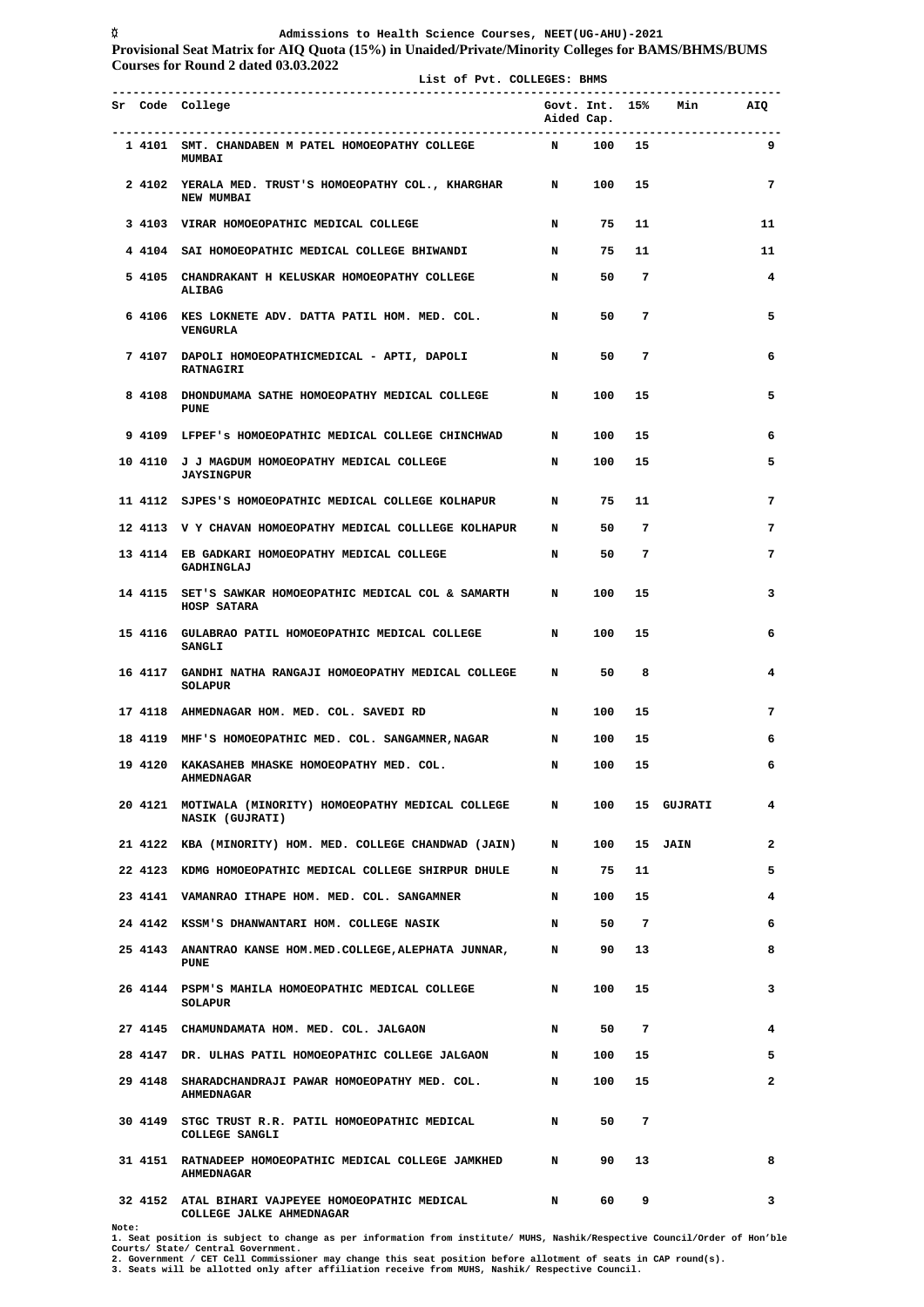Admissions to Health Science Courses, NEET(UG-AHU)-2021

**Provisional Seat Matrix for AIQ Quota (15%) in Unaided/Private/Minority Colleges for BAMS/BHMS/BUMS Courses for Round 2 dated 03.03.2022**

List of Pvt. COLLEGES: BHMS

| Sr | Code | College | Govt. Aided | Int. Cap. | 15% | Min | AIQ |
|---|---|---|---|---|---|---|---|
| 1 | 4101 | SMT. CHANDABEN M PATEL HOMOEOPATHY COLLEGE MUMBAI | N | 100 | 15 | | 9 |
| 2 | 4102 | YERALA MED. TRUST'S HOMOEOPATHY COL., KHARGHAR NEW MUMBAI | N | 100 | 15 | | 7 |
| 3 | 4103 | VIRAR HOMOEOPATHIC MEDICAL COLLEGE | N | 75 | 11 | | 11 |
| 4 | 4104 | SAI HOMOEOPATHIC MEDICAL COLLEGE BHIWANDI | N | 75 | 11 | | 11 |
| 5 | 4105 | CHANDRAKANT H KELUSKAR HOMOEOPATHY COLLEGE ALIBAG | N | 50 | 7 | | 4 |
| 6 | 4106 | KES LOKNETE ADV. DATTA PATIL HOM. MED. COL. VENGURLA | N | 50 | 7 | | 5 |
| 7 | 4107 | DAPOLI HOMOEOPATHICMEDICAL - APTI, DAPOLI RATNAGIRI | N | 50 | 7 | | 6 |
| 8 | 4108 | DHONDUMAMA SATHE HOMOEOPATHY MEDICAL COLLEGE PUNE | N | 100 | 15 | | 5 |
| 9 | 4109 | LFPEF's HOMOEOPATHIC MEDICAL COLLEGE CHINCHWAD | N | 100 | 15 | | 6 |
| 10 | 4110 | J J MAGDUM HOMOEOPATHY MEDICAL COLLEGE JAYSINGPUR | N | 100 | 15 | | 5 |
| 11 | 4112 | SJPES'S HOMOEOPATHIC MEDICAL COLLEGE KOLHAPUR | N | 75 | 11 | | 7 |
| 12 | 4113 | V Y CHAVAN HOMOEOPATHY MEDICAL COLLLEGE KOLHAPUR | N | 50 | 7 | | 7 |
| 13 | 4114 | EB GADKARI HOMOEOPATHY MEDICAL COLLEGE GADHINGLAJ | N | 50 | 7 | | 7 |
| 14 | 4115 | SET'S SAWKAR HOMOEOPATHIC MEDICAL COL & SAMARTH HOSP SATARA | N | 100 | 15 | | 3 |
| 15 | 4116 | GULABRAO PATIL HOMOEOPATHIC MEDICAL COLLEGE SANGLI | N | 100 | 15 | | 6 |
| 16 | 4117 | GANDHI NATHA RANGAJI HOMOEOPATHY MEDICAL COLLEGE SOLAPUR | N | 50 | 8 | | 4 |
| 17 | 4118 | AHMEDNAGAR HOM. MED. COL. SAVEDI RD | N | 100 | 15 | | 7 |
| 18 | 4119 | MHF'S HOMOEOPATHIC MED. COL. SANGAMNER,NAGAR | N | 100 | 15 | | 6 |
| 19 | 4120 | KAKASAHEB MHASKE HOMOEOPATHY MED. COL. AHMEDNAGAR | N | 100 | 15 | | 6 |
| 20 | 4121 | MOTIWALA (MINORITY) HOMOEOPATHY MEDICAL COLLEGE NASIK (GUJRATI) | N | 100 | 15 | GUJRATI | 4 |
| 21 | 4122 | KBA (MINORITY) HOM. MED. COLLEGE CHANDWAD (JAIN) | N | 100 | 15 | JAIN | 2 |
| 22 | 4123 | KDMG HOMOEOPATHIC MEDICAL COLLEGE SHIRPUR DHULE | N | 75 | 11 | | 5 |
| 23 | 4141 | VAMANRAO ITHAPE HOM. MED. COL. SANGAMNER | N | 100 | 15 | | 4 |
| 24 | 4142 | KSSM'S DHANWANTARI HOM. COLLEGE NASIK | N | 50 | 7 | | 6 |
| 25 | 4143 | ANANTRAO KANSE HOM.MED.COLLEGE,ALEPHATA JUNNAR, PUNE | N | 90 | 13 | | 8 |
| 26 | 4144 | PSPM'S MAHILA HOMOEOPATHIC MEDICAL COLLEGE SOLAPUR | N | 100 | 15 | | 3 |
| 27 | 4145 | CHAMUNDAMATA HOM. MED. COL. JALGAON | N | 50 | 7 | | 4 |
| 28 | 4147 | DR. ULHAS PATIL HOMOEOPATHIC COLLEGE JALGAON | N | 100 | 15 | | 5 |
| 29 | 4148 | SHARADCHANDRAJI PAWAR HOMOEOPATHY MED. COL. AHMEDNAGAR | N | 100 | 15 | | 2 |
| 30 | 4149 | STGC TRUST R.R. PATIL HOMOEOPATHIC MEDICAL COLLEGE SANGLI | N | 50 | 7 | | |
| 31 | 4151 | RATNADEEP HOMOEOPATHIC MEDICAL COLLEGE JAMKHED AHMEDNAGAR | N | 90 | 13 | | 8 |
| 32 | 4152 | ATAL BIHARI VAJPEYEE HOMOEOPATHIC MEDICAL COLLEGE JALKE AHMEDNAGAR | N | 60 | 9 | | 3 |

**Note:**
1. Seat position is subject to change as per information from institute/ MUHS, Nashik/Respective Council/Order of Hon'ble Courts/ State/ Central Government.
2. Government / CET Cell Commissioner may change this seat position before allotment of seats in CAP round(s).
3. Seats will be allotted only after affiliation receive from MUHS, Nashik/ Respective Council.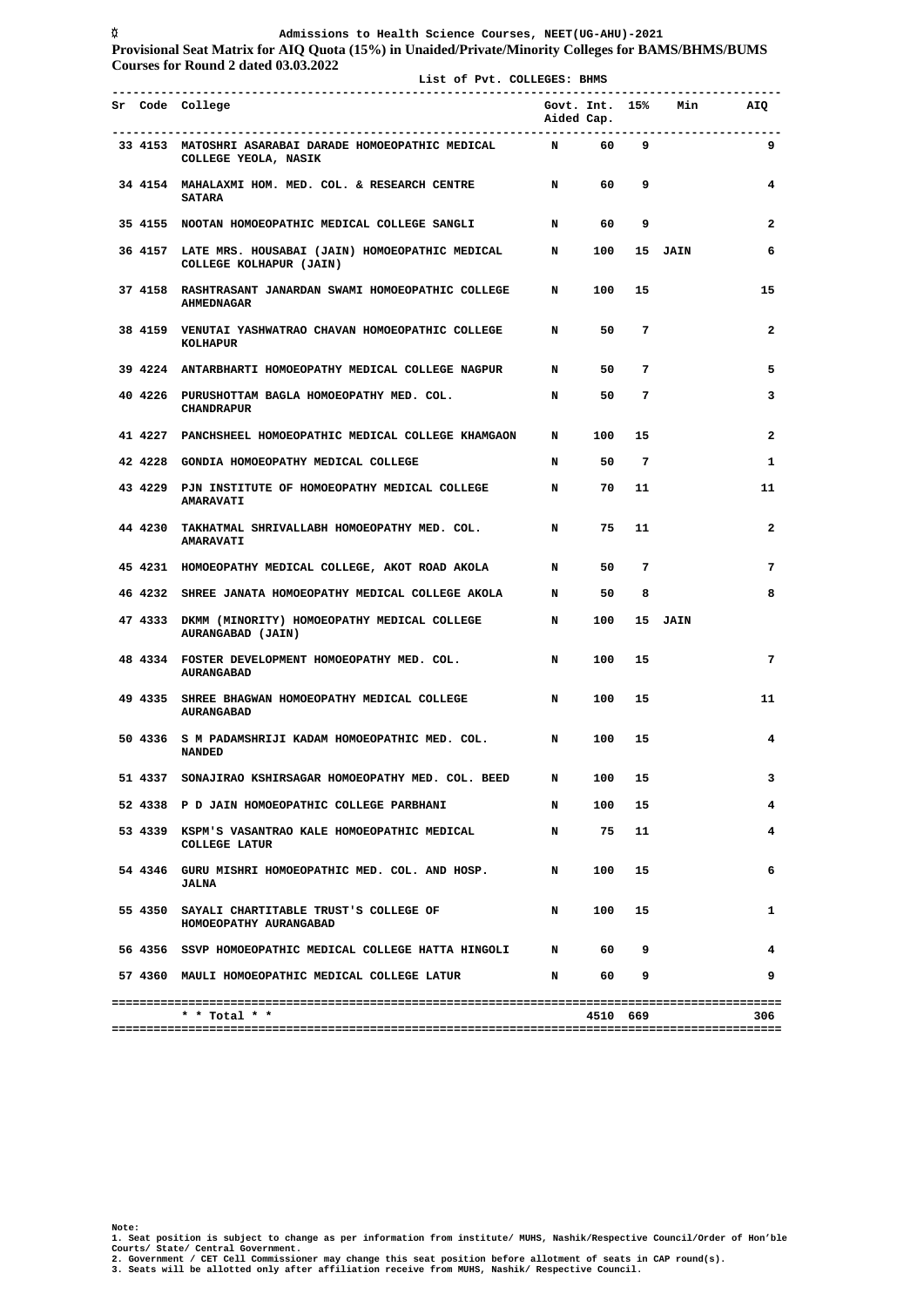Admissions to Health Science Courses, NEET(UG-AHU)-2021

**Provisional Seat Matrix for AIQ Quota (15%) in Unaided/Private/Minority Colleges for BAMS/BHMS/BUMS Courses for Round 2 dated 03.03.2022**

List of Pvt. COLLEGES: BHMS

| Sr | Code | College | Govt. Aided | Int. Cap. | 15% | Min | AIQ |
|---|---|---|---|---|---|---|---|
| 33 | 4153 | MATOSHRI ASARABAI DARADE HOMOEOPATHIC MEDICAL COLLEGE YEOLA, NASIK | N | 60 | 9 | | 9 |
| 34 | 4154 | MAHALAXMI HOM. MED. COL. & RESEARCH CENTRE SATARA | N | 60 | 9 | | 4 |
| 35 | 4155 | NOOTAN HOMOEOPATHIC MEDICAL COLLEGE SANGLI | N | 60 | 9 | | 2 |
| 36 | 4157 | LATE MRS. HOUSABAI (JAIN) HOMOEOPATHIC MEDICAL COLLEGE KOLHAPUR (JAIN) | N | 100 | 15 | JAIN | 6 |
| 37 | 4158 | RASHTRASANT JANARDAN SWAMI HOMOEOPATHIC COLLEGE AHMEDNAGAR | N | 100 | 15 | | 15 |
| 38 | 4159 | VENUTAI YASHWATRAO CHAVAN HOMOEOPATHIC COLLEGE KOLHAPUR | N | 50 | 7 | | 2 |
| 39 | 4224 | ANTARBHARTI HOMOEOPATHY MEDICAL COLLEGE NAGPUR | N | 50 | 7 | | 5 |
| 40 | 4226 | PURUSHOTTAM BAGLA HOMOEOPATHY MED. COL. CHANDRAPUR | N | 50 | 7 | | 3 |
| 41 | 4227 | PANCHSHEEL HOMOEOPATHIC MEDICAL COLLEGE KHAMGAON | N | 100 | 15 | | 2 |
| 42 | 4228 | GONDIA HOMOEOPATHY MEDICAL COLLEGE | N | 50 | 7 | | 1 |
| 43 | 4229 | PJN INSTITUTE OF HOMOEOPATHY MEDICAL COLLEGE AMARAVATI | N | 70 | 11 | | 11 |
| 44 | 4230 | TAKHATMAL SHRIVALLABH HOMOEOPATHY MED. COL. AMARAVATI | N | 75 | 11 | | 2 |
| 45 | 4231 | HOMOEOPATHY MEDICAL COLLEGE, AKOT ROAD AKOLA | N | 50 | 7 | | 7 |
| 46 | 4232 | SHREE JANATA HOMOEOPATHY MEDICAL COLLEGE AKOLA | N | 50 | 8 | | 8 |
| 47 | 4333 | DKMM (MINORITY) HOMOEOPATHY MEDICAL COLLEGE AURANGABAD (JAIN) | N | 100 | 15 | JAIN | |
| 48 | 4334 | FOSTER DEVELOPMENT HOMOEOPATHY MED. COL. AURANGABAD | N | 100 | 15 | | 7 |
| 49 | 4335 | SHREE BHAGWAN HOMOEOPATHY MEDICAL COLLEGE AURANGABAD | N | 100 | 15 | | 11 |
| 50 | 4336 | S M PADAMSHRIJI KADAM HOMOEOPATHIC MED. COL. NANDED | N | 100 | 15 | | 4 |
| 51 | 4337 | SONAJIRAO KSHIRSAGAR HOMOEOPATHY MED. COL. BEED | N | 100 | 15 | | 3 |
| 52 | 4338 | P D JAIN HOMOEOPATHIC COLLEGE PARBHANI | N | 100 | 15 | | 4 |
| 53 | 4339 | KSPM'S VASANTRAO KALE HOMOEOPATHIC MEDICAL COLLEGE LATUR | N | 75 | 11 | | 4 |
| 54 | 4346 | GURU MISHRI HOMOEOPATHIC MED. COL. AND HOSP. JALNA | N | 100 | 15 | | 6 |
| 55 | 4350 | SAYALI CHARTITABLE TRUST'S COLLEGE OF HOMOEOPATHY AURANGABAD | N | 100 | 15 | | 1 |
| 56 | 4356 | SSVP HOMOEOPATHIC MEDICAL COLLEGE HATTA HINGOLI | N | 60 | 9 | | 4 |
| 57 | 4360 | MAULI HOMOEOPATHIC MEDICAL COLLEGE LATUR | N | 60 | 9 | | 9 |
| | | * * Total * * | | 4510 | 669 | | 306 |

Note:
1. Seat position is subject to change as per information from institute/ MUHS, Nashik/Respective Council/Order of Hon'ble Courts/ State/ Central Government.
2. Government / CET Cell Commissioner may change this seat position before allotment of seats in CAP round(s).
3. Seats will be allotted only after affiliation receive from MUHS, Nashik/ Respective Council.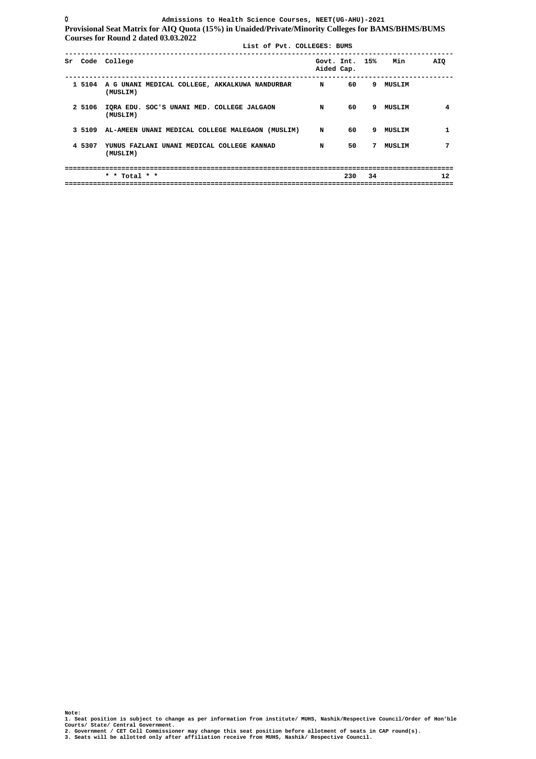Admissions to Health Science Courses, NEET(UG-AHU)-2021

**Provisional Seat Matrix for AIQ Quota (15%) in Unaided/Private/Minority Colleges for BAMS/BHMS/BUMS Courses for Round 2 dated 03.03.2022**

List of Pvt. COLLEGES: BUMS

| Sr | Code | College | Govt. Aided | Int. Cap. | 15% | Min | AIQ |
|---|---|---|---|---|---|---|---|
| 1 | 5104 | A G UNANI MEDICAL COLLEGE, AKKALKUWA NANDURBAR (MUSLIM) | N | 60 | 9 | MUSLIM | |
| 2 | 5106 | IQRA EDU. SOC'S UNANI MED. COLLEGE JALGAON (MUSLIM) | N | 60 | 9 | MUSLIM | 4 |
| 3 | 5109 | AL-AMEEN UNANI MEDICAL COLLEGE MALEGAON (MUSLIM) | N | 60 | 9 | MUSLIM | 1 |
| 4 | 5307 | YUNUS FAZLANI UNANI MEDICAL COLLEGE KANNAD (MUSLIM) | N | 50 | 7 | MUSLIM | 7 |
| | | * * Total * * | | 230 | 34 | | 12 |

Note:
1. Seat position is subject to change as per information from institute/ MUHS, Nashik/Respective Council/Order of Hon'ble Courts/ State/ Central Government.
2. Government / CET Cell Commissioner may change this seat position before allotment of seats in CAP round(s).
3. Seats will be allotted only after affiliation receive from MUHS, Nashik/ Respective Council.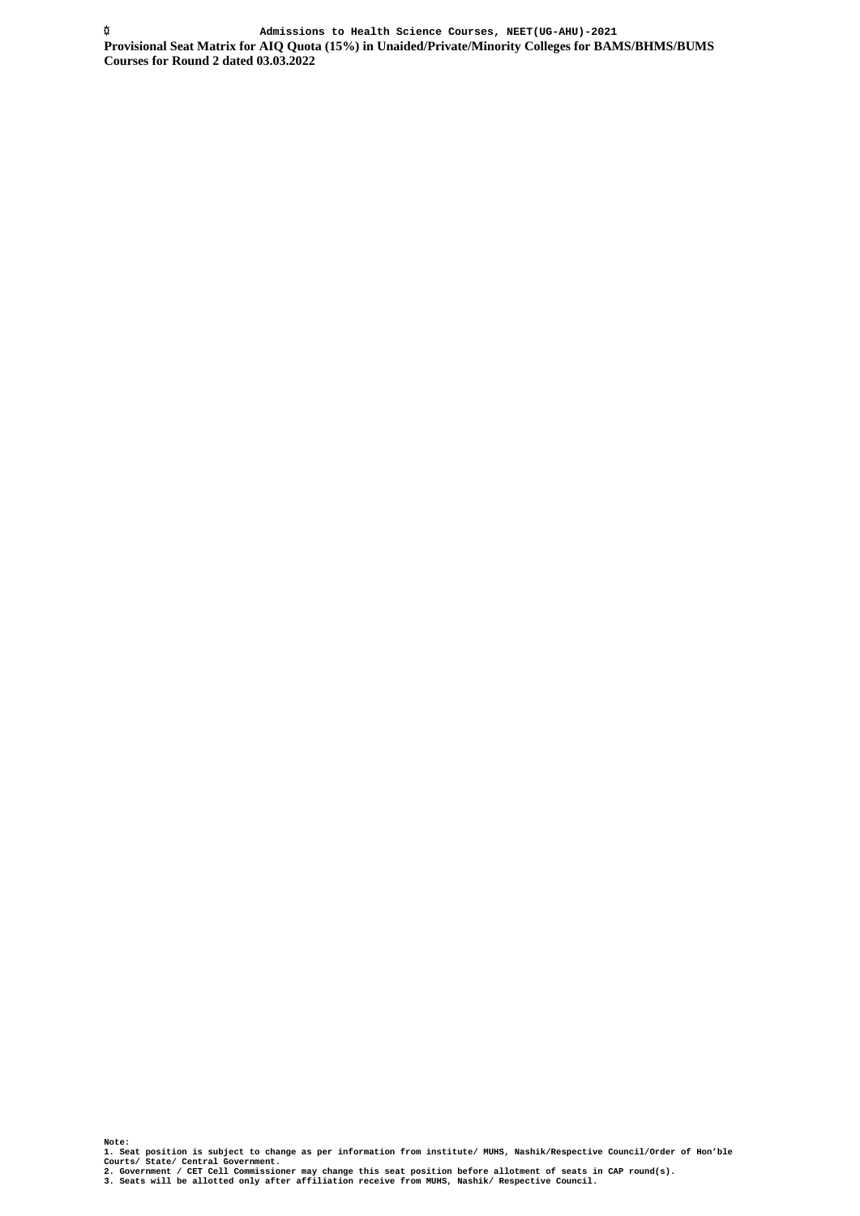**Admissions to Health Science Courses, NEET(UG-AHU)-2021**

**Provisional Seat Matrix for AIQ Quota (15%) in Unaided/Private/Minority Colleges for BAMS/BHMS/BUMS Courses for Round 2 dated 03.03.2022**

**Note:**

1. Seat position is subject to change as per information from institute/ MUHS, Nashik/Respective Council/Order of Hon'ble Courts/ State/ Central Government.
2. Government / CET Cell Commissioner may change this seat position before allotment of seats in CAP round(s).
3. Seats will be allotted only after affiliation receive from MUHS, Nashik/ Respective Council.